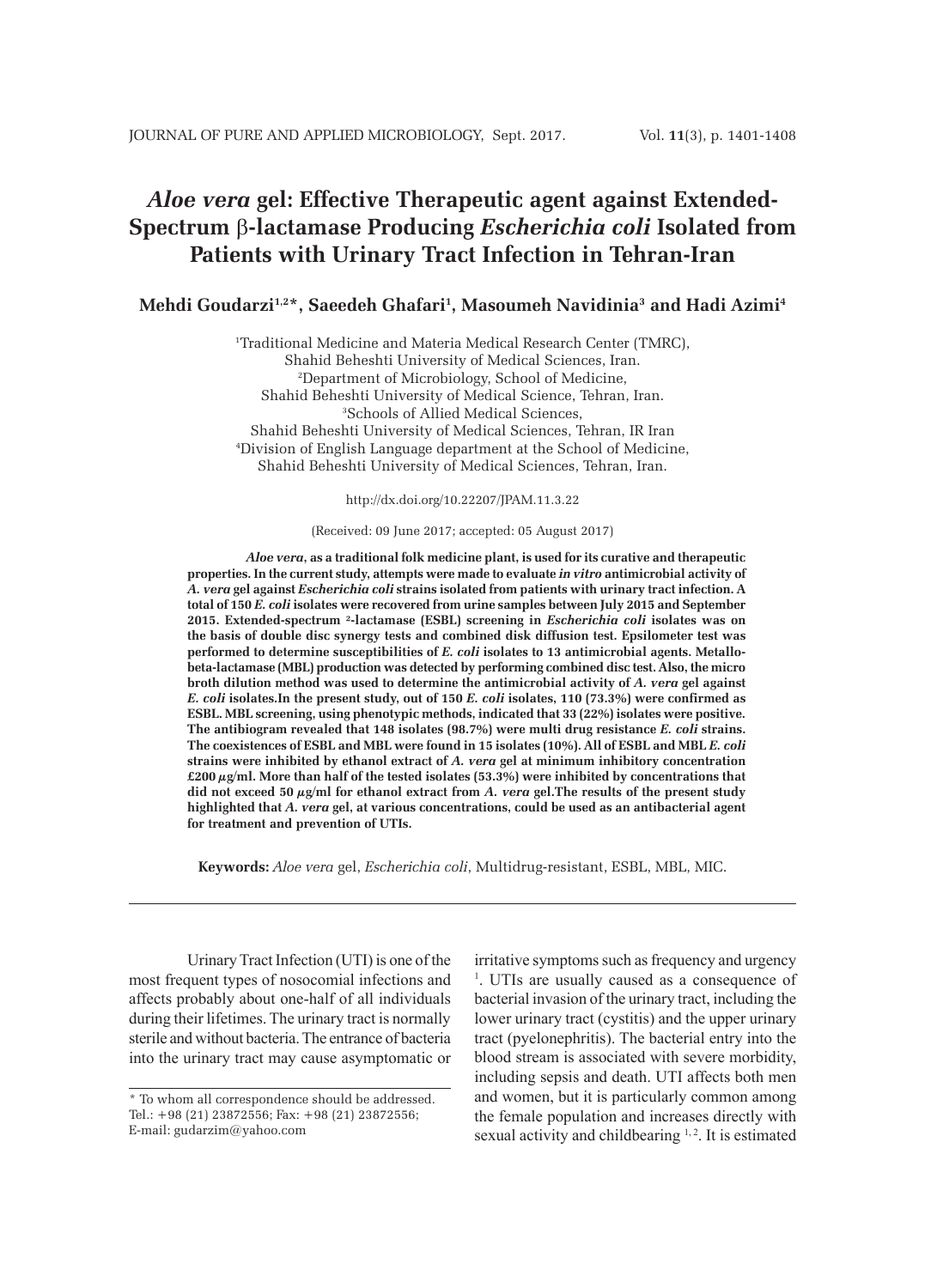# *Aloe vera* gel: Effective Therapeutic agent against Extended-Spectrum β-lactamase Producing *Escherichia coli* Isolated from Patients with Urinary Tract Infection in Tehran-Iran

**Mehdi Goudarzi[1,2]*, Saeedeh Ghafari[1], Masoumeh Navidinia[3] and Hadi Azimi[4]**

[1]Traditional Medicine and Materia Medical Research Center (TMRC), Shahid Beheshti University of Medical Sciences, Iran.
[2]Department of Microbiology, School of Medicine, Shahid Beheshti University of Medical Science, Tehran, Iran.
[3]Schools of Allied Medical Sciences, Shahid Beheshti University of Medical Sciences, Tehran, IR Iran
[4]Division of English Language department at the School of Medicine, Shahid Beheshti University of Medical Sciences, Tehran, Iran.

http://dx.doi.org/10.22207/JPAM.11.3.22

(Received: 09 June 2017; accepted: 05 August 2017)

***Aloe vera*, as a traditional folk medicine plant, is used for its curative and therapeutic properties. In the current study, attempts were made to evaluate *in vitro* antimicrobial activity of *A. vera* gel against *Escherichia coli* strains isolated from patients with urinary tract infection. A total of 150 *E. coli* isolates were recovered from urine samples between July 2015 and September 2015. Extended-spectrum ²-lactamase (ESBL) screening in *Escherichia coli* isolates was on the basis of double disc synergy tests and combined disk diffusion test. Epsilometer test was performed to determine susceptibilities of *E. coli* isolates to 13 antimicrobial agents. Metallo-beta-lactamase (MBL) production was detected by performing combined disc test. Also, the micro broth dilution method was used to determine the antimicrobial activity of *A. vera* gel against *E. coli* isolates.In the present study, out of 150 *E. coli* isolates, 110 (73.3%) were confirmed as ESBL. MBL screening, using phenotypic methods, indicated that 33 (22%) isolates were positive. The antibiogram revealed that 148 isolates (98.7%) were multi drug resistance *E. coli* strains. The coexistences of ESBL and MBL were found in 15 isolates (10%). All of ESBL and MBL *E. coli* strains were inhibited by ethanol extract of *A. vera* gel at minimum inhibitory concentration £200 μg/ml. More than half of the tested isolates (53.3%) were inhibited by concentrations that did not exceed 50 μg/ml for ethanol extract from *A. vera* gel.The results of the present study highlighted that *A. vera* gel, at various concentrations, could be used as an antibacterial agent for treatment and prevention of UTIs.**

**Keywords:** *Aloe vera* gel, *Escherichia coli*, Multidrug-resistant, ESBL, MBL, MIC.

---

Urinary Tract Infection (UTI) is one of the most frequent types of nosocomial infections and affects probably about one-half of all individuals during their lifetimes. The urinary tract is normally sterile and without bacteria. The entrance of bacteria into the urinary tract may cause asymptomatic or irritative symptoms such as frequency and urgency [1]. UTIs are usually caused as a consequence of bacterial invasion of the urinary tract, including the lower urinary tract (cystitis) and the upper urinary tract (pyelonephritis). The bacterial entry into the blood stream is associated with severe morbidity, including sepsis and death. UTI affects both men and women, but it is particularly common among the female population and increases directly with sexual activity and childbearing [1, 2]. It is estimated

* To whom all correspondence should be addressed. Tel.: +98 (21) 23872556; Fax: +98 (21) 23872556; E-mail: gudarzim@yahoo.com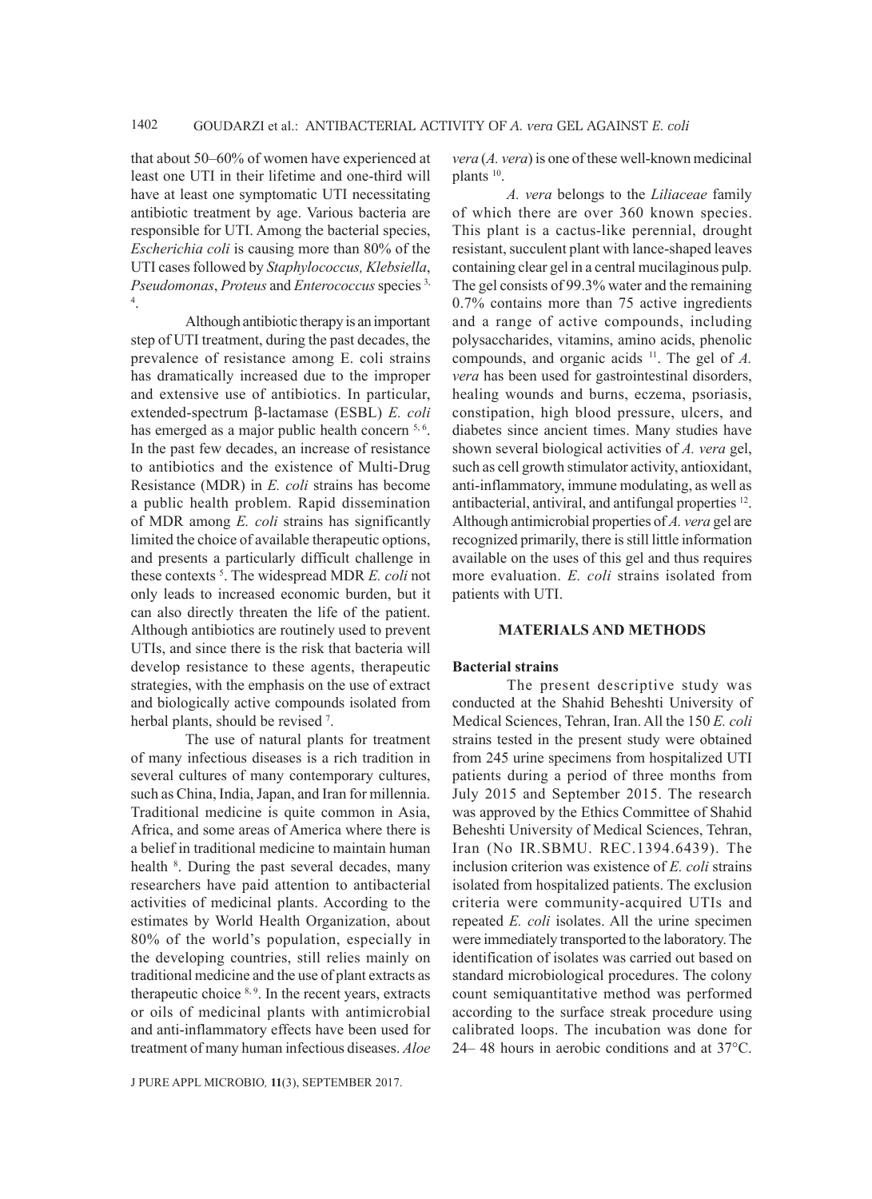that about 50–60% of women have experienced at least one UTI in their lifetime and one-third will have at least one symptomatic UTI necessitating antibiotic treatment by age. Various bacteria are responsible for UTI. Among the bacterial species, *Escherichia coli* is causing more than 80% of the UTI cases followed by *Staphylococcus, Klebsiella*, *Pseudomonas*, *Proteus* and *Enterococcus* species [3, 4].

Although antibiotic therapy is an important step of UTI treatment, during the past decades, the prevalence of resistance among E. coli strains has dramatically increased due to the improper and extensive use of antibiotics. In particular, extended-spectrum β-lactamase (ESBL) *E. coli* has emerged as a major public health concern [5, 6]. In the past few decades, an increase of resistance to antibiotics and the existence of Multi-Drug Resistance (MDR) in *E. coli* strains has become a public health problem. Rapid dissemination of MDR among *E. coli* strains has significantly limited the choice of available therapeutic options, and presents a particularly difficult challenge in these contexts [5]. The widespread MDR *E. coli* not only leads to increased economic burden, but it can also directly threaten the life of the patient. Although antibiotics are routinely used to prevent UTIs, and since there is the risk that bacteria will develop resistance to these agents, therapeutic strategies, with the emphasis on the use of extract and biologically active compounds isolated from herbal plants, should be revised [7].

The use of natural plants for treatment of many infectious diseases is a rich tradition in several cultures of many contemporary cultures, such as China, India, Japan, and Iran for millennia. Traditional medicine is quite common in Asia, Africa, and some areas of America where there is a belief in traditional medicine to maintain human health [8]. During the past several decades, many researchers have paid attention to antibacterial activities of medicinal plants. According to the estimates by World Health Organization, about 80% of the world's population, especially in the developing countries, still relies mainly on traditional medicine and the use of plant extracts as therapeutic choice [8, 9]. In the recent years, extracts or oils of medicinal plants with antimicrobial and anti-inflammatory effects have been used for treatment of many human infectious diseases. *Aloe vera* (*A. vera*) is one of these well-known medicinal plants [10].

*A. vera* belongs to the *Liliaceae* family of which there are over 360 known species. This plant is a cactus-like perennial, drought resistant, succulent plant with lance-shaped leaves containing clear gel in a central mucilaginous pulp. The gel consists of 99.3% water and the remaining 0.7% contains more than 75 active ingredients and a range of active compounds, including polysaccharides, vitamins, amino acids, phenolic compounds, and organic acids [11]. The gel of *A. vera* has been used for gastrointestinal disorders, healing wounds and burns, eczema, psoriasis, constipation, high blood pressure, ulcers, and diabetes since ancient times. Many studies have shown several biological activities of *A. vera* gel, such as cell growth stimulator activity, antioxidant, anti-inflammatory, immune modulating, as well as antibacterial, antiviral, and antifungal properties [12]. Although antimicrobial properties of *A. vera* gel are recognized primarily, there is still little information available on the uses of this gel and thus requires more evaluation. *E. coli* strains isolated from patients with UTI.

## MATERIALS AND METHODS

### Bacterial strains

The present descriptive study was conducted at the Shahid Beheshti University of Medical Sciences, Tehran, Iran. All the 150 *E. coli* strains tested in the present study were obtained from 245 urine specimens from hospitalized UTI patients during a period of three months from July 2015 and September 2015. The research was approved by the Ethics Committee of Shahid Beheshti University of Medical Sciences, Tehran, Iran (No IR.SBMU. REC.1394.6439). The inclusion criterion was existence of *E. coli* strains isolated from hospitalized patients. The exclusion criteria were community-acquired UTIs and repeated *E. coli* isolates. All the urine specimen were immediately transported to the laboratory. The identification of isolates was carried out based on standard microbiological procedures. The colony count semiquantitative method was performed according to the surface streak procedure using calibrated loops. The incubation was done for 24– 48 hours in aerobic conditions and at 37°C.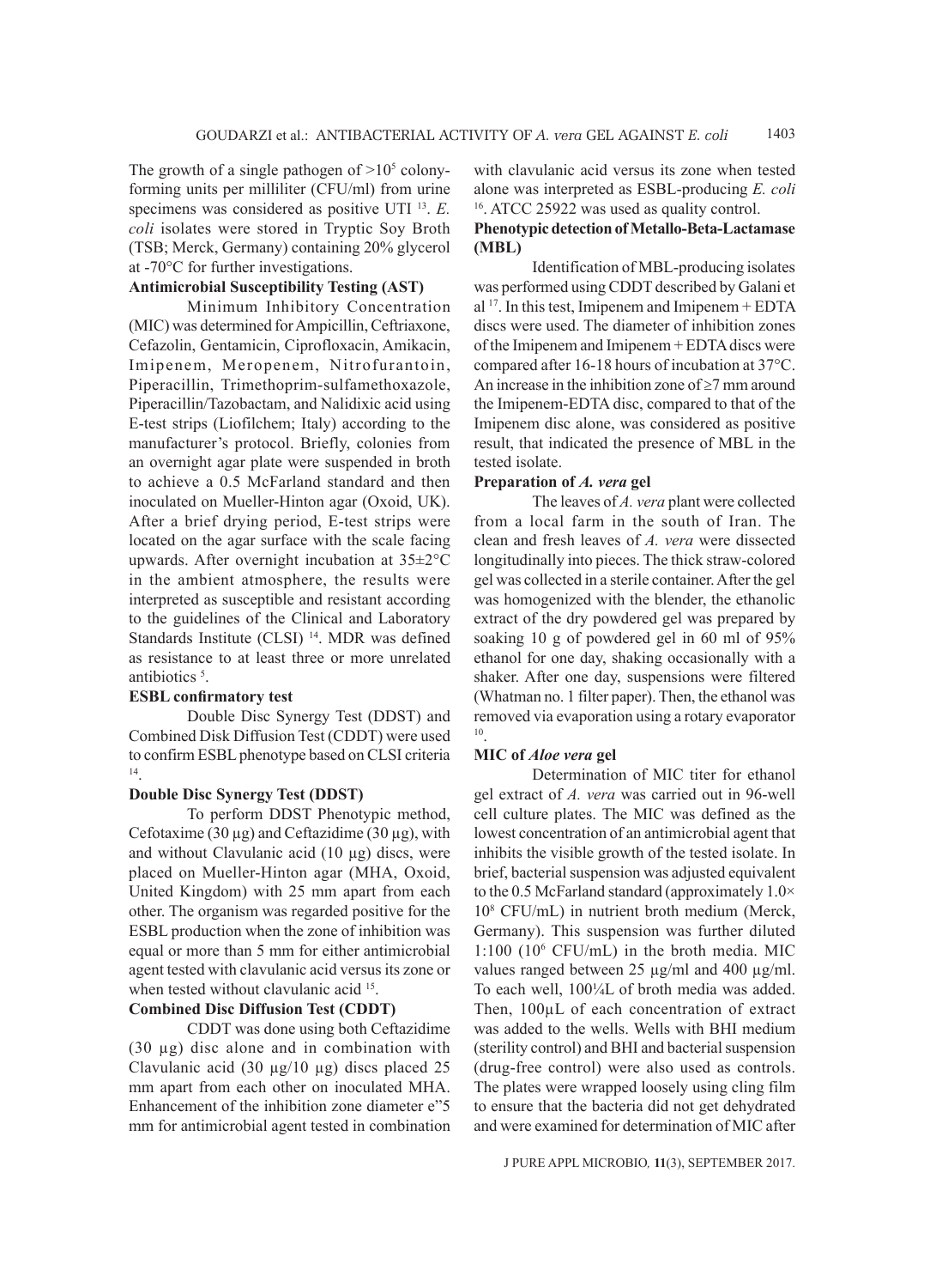The growth of a single pathogen of $>10^5$ colony-forming units per milliliter (CFU/ml) from urine specimens was considered as positive UTI [13]. *E. coli* isolates were stored in Tryptic Soy Broth (TSB; Merck, Germany) containing 20% glycerol at -70°C for further investigations.

### Antimicrobial Susceptibility Testing (AST)

Minimum Inhibitory Concentration (MIC) was determined for Ampicillin, Ceftriaxone, Cefazolin, Gentamicin, Ciprofloxacin, Amikacin, Imipenem, Meropenem, Nitrofurantoin, Piperacillin, Trimethoprim-sulfamethoxazole, Piperacillin/Tazobactam, and Nalidixic acid using E-test strips (Liofilchem; Italy) according to the manufacturer's protocol. Briefly, colonies from an overnight agar plate were suspended in broth to achieve a 0.5 McFarland standard and then inoculated on Mueller-Hinton agar (Oxoid, UK). After a brief drying period, E-test strips were located on the agar surface with the scale facing upwards. After overnight incubation at 35±2°C in the ambient atmosphere, the results were interpreted as susceptible and resistant according to the guidelines of the Clinical and Laboratory Standards Institute (CLSI) [14]. MDR was defined as resistance to at least three or more unrelated antibiotics [5].

### ESBL confirmatory test

Double Disc Synergy Test (DDST) and Combined Disk Diffusion Test (CDDT) were used to confirm ESBL phenotype based on CLSI criteria [14].

### Double Disc Synergy Test (DDST)

To perform DDST Phenotypic method, Cefotaxime (30 µg) and Ceftazidime (30 µg), with and without Clavulanic acid (10 µg) discs, were placed on Mueller-Hinton agar (MHA, Oxoid, United Kingdom) with 25 mm apart from each other. The organism was regarded positive for the ESBL production when the zone of inhibition was equal or more than 5 mm for either antimicrobial agent tested with clavulanic acid versus its zone or when tested without clavulanic acid [15].

### Combined Disc Diffusion Test (CDDT)

CDDT was done using both Ceftazidime (30 µg) disc alone and in combination with Clavulanic acid (30 µg/10 µg) discs placed 25 mm apart from each other on inoculated MHA. Enhancement of the inhibition zone diameter e"5 mm for antimicrobial agent tested in combination with clavulanic acid versus its zone when tested alone was interpreted as ESBL-producing *E. coli* [16]. ATCC 25922 was used as quality control.

### Phenotypic detection of Metallo-Beta-Lactamase (MBL)

Identification of MBL-producing isolates was performed using CDDT described by Galani et al [17]. In this test, Imipenem and Imipenem + EDTA discs were used. The diameter of inhibition zones of the Imipenem and Imipenem + EDTA discs were compared after 16-18 hours of incubation at 37°C. An increase in the inhibition zone of ≥7 mm around the Imipenem-EDTA disc, compared to that of the Imipenem disc alone, was considered as positive result, that indicated the presence of MBL in the tested isolate.

### Preparation of *A. vera* gel

The leaves of *A. vera* plant were collected from a local farm in the south of Iran. The clean and fresh leaves of *A. vera* were dissected longitudinally into pieces. The thick straw-colored gel was collected in a sterile container. After the gel was homogenized with the blender, the ethanolic extract of the dry powdered gel was prepared by soaking 10 g of powdered gel in 60 ml of 95% ethanol for one day, shaking occasionally with a shaker. After one day, suspensions were filtered (Whatman no. 1 filter paper). Then, the ethanol was removed via evaporation using a rotary evaporator [10].

### MIC of *Aloe vera* gel

Determination of MIC titer for ethanol gel extract of *A. vera* was carried out in 96-well cell culture plates. The MIC was defined as the lowest concentration of an antimicrobial agent that inhibits the visible growth of the tested isolate. In brief, bacterial suspension was adjusted equivalent to the 0.5 McFarland standard (approximately $1.0\times 10^8$ CFU/mL) in nutrient broth medium (Merck, Germany). This suspension was further diluted 1:100 ($10^6$ CFU/mL) in the broth media. MIC values ranged between 25 µg/ml and 400 µg/ml. To each well, 100¼L of broth media was added. Then, 100µL of each concentration of extract was added to the wells. Wells with BHI medium (sterility control) and BHI and bacterial suspension (drug-free control) were also used as controls. The plates were wrapped loosely using cling film to ensure that the bacteria did not get dehydrated and were examined for determination of MIC after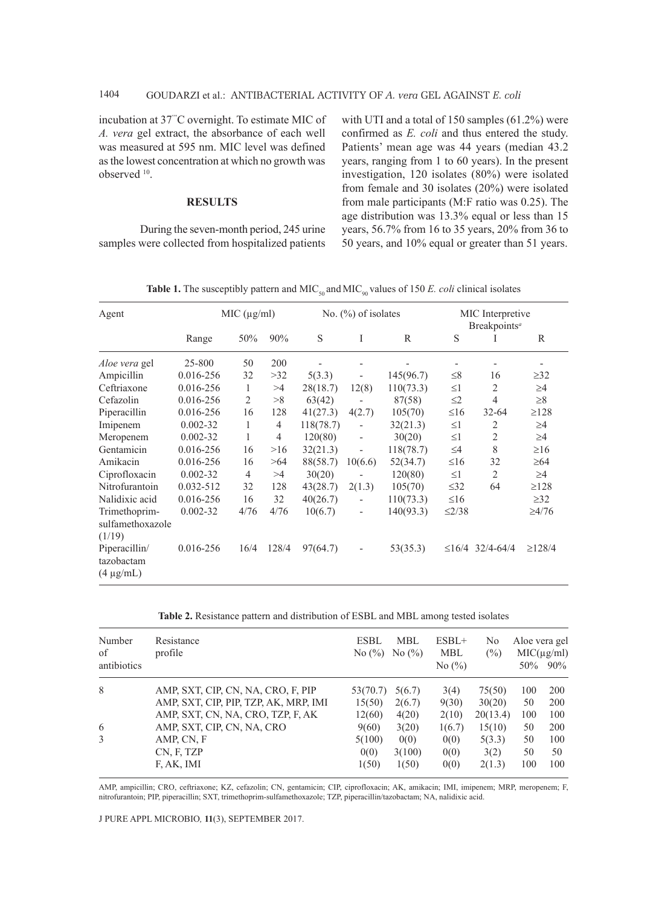incubation at 37°C overnight. To estimate MIC of *A. vera* gel extract, the absorbance of each well was measured at 595 nm. MIC level was defined as the lowest concentration at which no growth was observed [10].

## RESULTS

During the seven-month period, 245 urine samples were collected from hospitalized patients with UTI and a total of 150 samples (61.2%) were confirmed as *E. coli* and thus entered the study. Patients' mean age was 44 years (median 43.2 years, ranging from 1 to 60 years). In the present investigation, 120 isolates (80%) were isolated from female and 30 isolates (20%) were isolated from male participants (M:F ratio was 0.25). The age distribution was 13.3% equal or less than 15 years, 56.7% from 16 to 35 years, 20% from 36 to 50 years, and 10% equal or greater than 51 years.

**Table 1.** The susceptibly pattern and $MIC_{50}$ and $MIC_{90}$ values of 150 *E. coli* clinical isolates

| Agent | MIC (µg/ml) | | | No. (%) of isolates | | | MIC Interpretive Breakpoints[a] | | |
|---|---|---|---|---|---|---|---|---|---|
| | Range | 50% | 90% | S | I | R | S | I | R |
| *Aloe vera* gel | 25-800 | 50 | 200 | - | - | - | - | - | - |
| Ampicillin | 0.016-256 | 32 | >32 | 5(3.3) | - | 145(96.7) | ≤8 | 16 | ≥32 |
| Ceftriaxone | 0.016-256 | 1 | >4 | 28(18.7) | 12(8) | 110(73.3) | ≤1 | 2 | ≥4 |
| Cefazolin | 0.016-256 | 2 | >8 | 63(42) | - | 87(58) | ≤2 | 4 | ≥8 |
| Piperacillin | 0.016-256 | 16 | 128 | 41(27.3) | 4(2.7) | 105(70) | ≤16 | 32-64 | ≥128 |
| Imipenem | 0.002-32 | 1 | 4 | 118(78.7) | - | 32(21.3) | ≤1 | 2 | ≥4 |
| Meropenem | 0.002-32 | 1 | 4 | 120(80) | - | 30(20) | ≤1 | 2 | ≥4 |
| Gentamicin | 0.016-256 | 16 | >16 | 32(21.3) | - | 118(78.7) | ≤4 | 8 | ≥16 |
| Amikacin | 0.016-256 | 16 | >64 | 88(58.7) | 10(6.6) | 52(34.7) | ≤16 | 32 | ≥64 |
| Ciprofloxacin | 0.002-32 | 4 | >4 | 30(20) | - | 120(80) | ≤1 | 2 | ≥4 |
| Nitrofurantoin | 0.032-512 | 32 | 128 | 43(28.7) | 2(1.3) | 105(70) | ≤32 | 64 | ≥128 |
| Nalidixic acid | 0.016-256 | 16 | 32 | 40(26.7) | - | 110(73.3) | ≤16 | | ≥32 |
| Trimethoprim-sulfamethoxazole (1/19) | 0.002-32 | 4/76 | 4/76 | 10(6.7) | - | 140(93.3) | ≤2/38 | | ≥4/76 |
| Piperacillin/ tazobactam (4 µg/mL) | 0.016-256 | 16/4 | 128/4 | 97(64.7) | - | 53(35.3) | ≤16/4 | 32/4-64/4 | ≥128/4 |

**Table 2.** Resistance pattern and distribution of ESBL and MBL among tested isolates

| Number of antibiotics | Resistance profile | ESBL No (%) | MBL No (%) | ESBL+ MBL No (%) | No (%) | Aloe vera gel MIC(µg/ml) 50% | 90% |
|---|---|---|---|---|---|---|---|
| 8 | AMP, SXT, CIP, CN, NA, CRO, F, PIP | 53(70.7) | 5(6.7) | 3(4) | 75(50) | 100 | 200 |
| | AMP, SXT, CIP, PIP, TZP, AK, MRP, IMI | 15(50) | 2(6.7) | 9(30) | 30(20) | 50 | 200 |
| | AMP, SXT, CN, NA, CRO, TZP, F, AK | 12(60) | 4(20) | 2(10) | 20(13.4) | 100 | 100 |
| 6 | AMP, SXT, CIP, CN, NA, CRO | 9(60) | 3(20) | 1(6.7) | 15(10) | 50 | 200 |
| 3 | AMP, CN, F | 5(100) | 0(0) | 0(0) | 5(3.3) | 50 | 100 |
| | CN, F, TZP | 0(0) | 3(100) | 0(0) | 3(2) | 50 | 50 |
| | F, AK, IMI | 1(50) | 1(50) | 0(0) | 2(1.3) | 100 | 100 |

AMP, ampicillin; CRO, ceftriaxone; KZ, cefazolin; CN, gentamicin; CIP, ciprofloxacin; AK, amikacin; IMI, imipenem; MRP, meropenem; F, nitrofurantoin; PIP, piperacillin; SXT, trimethoprim-sulfamethoxazole; TZP, piperacillin/tazobactam; NA, nalidixic acid.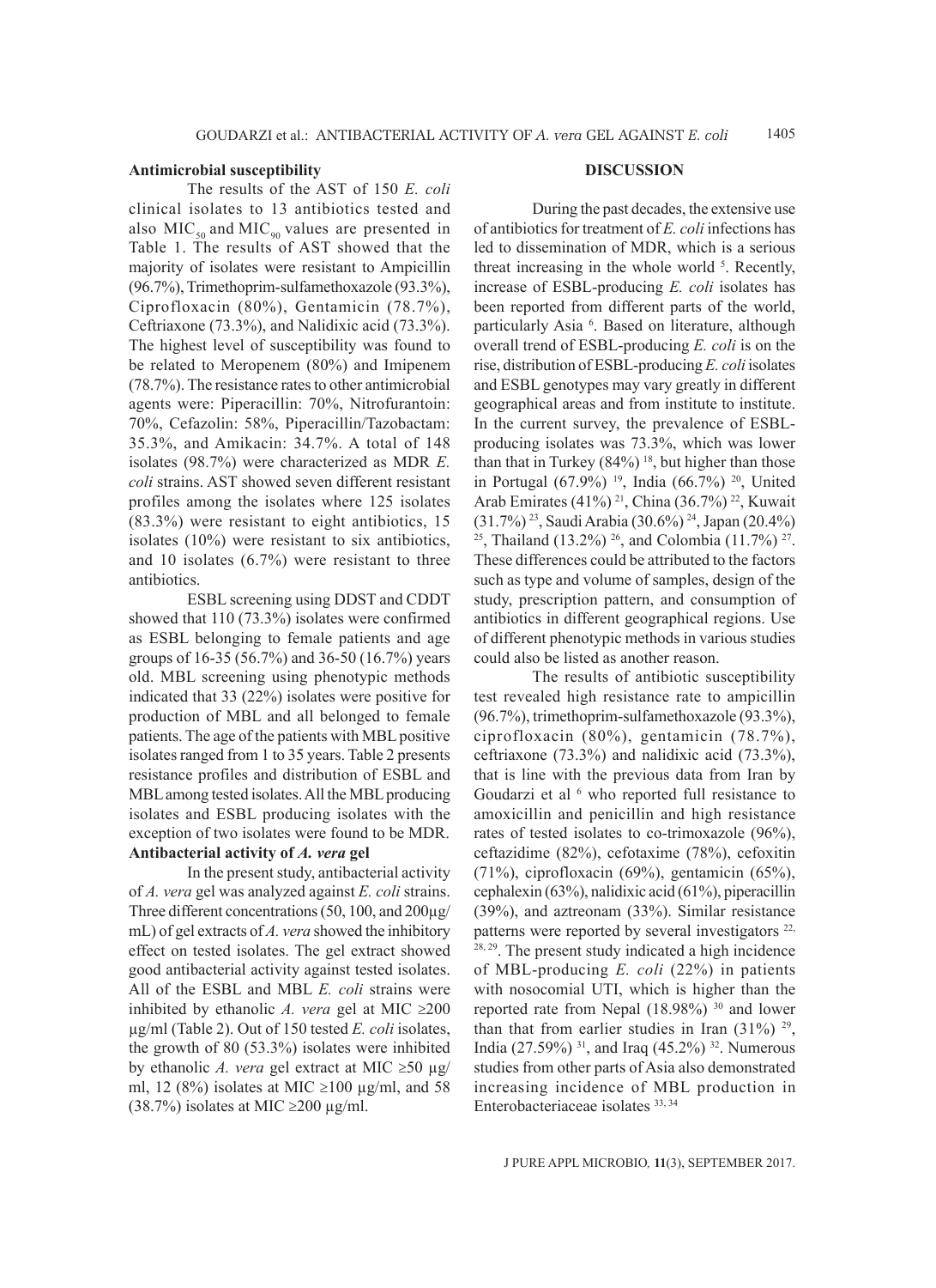**Antimicrobial susceptibility**

The results of the AST of 150 *E. coli* clinical isolates to 13 antibiotics tested and also $MIC_{50}$ and $MIC_{90}$ values are presented in Table 1. The results of AST showed that the majority of isolates were resistant to Ampicillin (96.7%), Trimethoprim-sulfamethoxazole (93.3%), Ciprofloxacin (80%), Gentamicin (78.7%), Ceftriaxone (73.3%), and Nalidixic acid (73.3%). The highest level of susceptibility was found to be related to Meropenem (80%) and Imipenem (78.7%). The resistance rates to other antimicrobial agents were: Piperacillin: 70%, Nitrofurantoin: 70%, Cefazolin: 58%, Piperacillin/Tazobactam: 35.3%, and Amikacin: 34.7%. A total of 148 isolates (98.7%) were characterized as MDR *E. coli* strains. AST showed seven different resistant profiles among the isolates where 125 isolates (83.3%) were resistant to eight antibiotics, 15 isolates (10%) were resistant to six antibiotics, and 10 isolates (6.7%) were resistant to three antibiotics.

ESBL screening using DDST and CDDT showed that 110 (73.3%) isolates were confirmed as ESBL belonging to female patients and age groups of 16-35 (56.7%) and 36-50 (16.7%) years old. MBL screening using phenotypic methods indicated that 33 (22%) isolates were positive for production of MBL and all belonged to female patients. The age of the patients with MBL positive isolates ranged from 1 to 35 years. Table 2 presents resistance profiles and distribution of ESBL and MBL among tested isolates. All the MBL producing isolates and ESBL producing isolates with the exception of two isolates were found to be MDR.

**Antibacterial activity of *A. vera* gel**

In the present study, antibacterial activity of *A. vera* gel was analyzed against *E. coli* strains. Three different concentrations (50, 100, and 200µg/mL) of gel extracts of *A. vera* showed the inhibitory effect on tested isolates. The gel extract showed good antibacterial activity against tested isolates. All of the ESBL and MBL *E. coli* strains were inhibited by ethanolic *A. vera* gel at MIC ≥200 µg/ml (Table 2). Out of 150 tested *E. coli* isolates, the growth of 80 (53.3%) isolates were inhibited by ethanolic *A. vera* gel extract at MIC ≥50 µg/ml, 12 (8%) isolates at MIC ≥100 µg/ml, and 58 (38.7%) isolates at MIC ≥200 µg/ml.

## DISCUSSION

During the past decades, the extensive use of antibiotics for treatment of *E. coli* infections has led to dissemination of MDR, which is a serious threat increasing in the whole world [5]. Recently, increase of ESBL-producing *E. coli* isolates has been reported from different parts of the world, particularly Asia [6]. Based on literature, although overall trend of ESBL-producing *E. coli* is on the rise, distribution of ESBL-producing *E. coli* isolates and ESBL genotypes may vary greatly in different geographical areas and from institute to institute. In the current survey, the prevalence of ESBL-producing isolates was 73.3%, which was lower than that in Turkey (84%) [18], but higher than those in Portugal (67.9%) [19], India (66.7%) [20], United Arab Emirates (41%) [21], China (36.7%) [22], Kuwait (31.7%) [23], Saudi Arabia (30.6%) [24], Japan (20.4%) [25], Thailand (13.2%) [26], and Colombia (11.7%) [27]. These differences could be attributed to the factors such as type and volume of samples, design of the study, prescription pattern, and consumption of antibiotics in different geographical regions. Use of different phenotypic methods in various studies could also be listed as another reason.

The results of antibiotic susceptibility test revealed high resistance rate to ampicillin (96.7%), trimethoprim-sulfamethoxazole (93.3%), ciprofloxacin (80%), gentamicin (78.7%), ceftriaxone (73.3%) and nalidixic acid (73.3%), that is line with the previous data from Iran by Goudarzi et al [6] who reported full resistance to amoxicillin and penicillin and high resistance rates of tested isolates to co-trimoxazole (96%), ceftazidime (82%), cefotaxime (78%), cefoxitin (71%), ciprofloxacin (69%), gentamicin (65%), cephalexin (63%), nalidixic acid (61%), piperacillin (39%), and aztreonam (33%). Similar resistance patterns were reported by several investigators [22, 28, 29]. The present study indicated a high incidence of MBL-producing *E. coli* (22%) in patients with nosocomial UTI, which is higher than the reported rate from Nepal (18.98%) [30] and lower than that from earlier studies in Iran (31%) [29], India (27.59%) [31], and Iraq (45.2%) [32]. Numerous studies from other parts of Asia also demonstrated increasing incidence of MBL production in Enterobacteriaceae isolates [33, 34]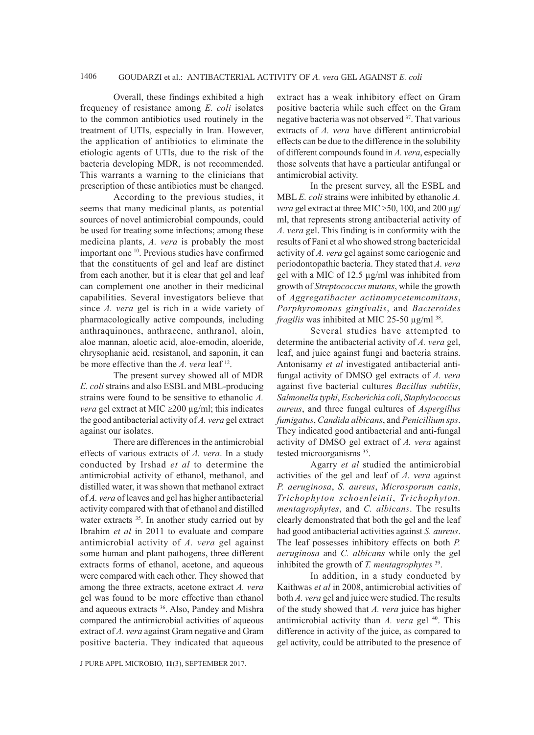Overall, these findings exhibited a high frequency of resistance among *E. coli* isolates to the common antibiotics used routinely in the treatment of UTIs, especially in Iran. However, the application of antibiotics to eliminate the etiologic agents of UTIs, due to the risk of the bacteria developing MDR, is not recommended. This warrants a warning to the clinicians that prescription of these antibiotics must be changed.

According to the previous studies, it seems that many medicinal plants, as potential sources of novel antimicrobial compounds, could be used for treating some infections; among these medicina plants, *A. vera* is probably the most important one [10]. Previous studies have confirmed that the constituents of gel and leaf are distinct from each another, but it is clear that gel and leaf can complement one another in their medicinal capabilities. Several investigators believe that since *A. vera* gel is rich in a wide variety of pharmacologically active compounds, including anthraquinones, anthracene, anthranol, aloin, aloe mannan, aloetic acid, aloe-emodin, aloeride, chrysophanic acid, resistanol, and saponin, it can be more effective than the *A. vera* leaf [12].

The present survey showed all of MDR *E. coli* strains and also ESBL and MBL-producing strains were found to be sensitive to ethanolic *A. vera* gel extract at MIC ≥200 µg/ml; this indicates the good antibacterial activity of *A. vera* gel extract against our isolates.

There are differences in the antimicrobial effects of various extracts of *A. vera*. In a study conducted by Irshad *et al* to determine the antimicrobial activity of ethanol, methanol, and distilled water, it was shown that methanol extract of *A. vera* of leaves and gel has higher antibacterial activity compared with that of ethanol and distilled water extracts [35]. In another study carried out by Ibrahim *et al* in 2011 to evaluate and compare antimicrobial activity of *A. vera* gel against some human and plant pathogens, three different extracts forms of ethanol, acetone, and aqueous were compared with each other. They showed that among the three extracts, acetone extract *A. vera* gel was found to be more effective than ethanol and aqueous extracts [36]. Also, Pandey and Mishra compared the antimicrobial activities of aqueous extract of *A. vera* against Gram negative and Gram positive bacteria. They indicated that aqueous extract has a weak inhibitory effect on Gram positive bacteria while such effect on the Gram negative bacteria was not observed [37]. That various extracts of *A. vera* have different antimicrobial effects can be due to the difference in the solubility of different compounds found in *A. vera*, especially those solvents that have a particular antifungal or antimicrobial activity.

In the present survey, all the ESBL and MBL *E. coli* strains were inhibited by ethanolic *A. vera* gel extract at three MIC ≥50, 100, and 200 µg/ml, that represents strong antibacterial activity of *A. vera* gel. This finding is in conformity with the results of Fani et al who showed strong bactericidal activity of *A. vera* gel against some cariogenic and periodontopathic bacteria. They stated that *A. vera* gel with a MIC of 12.5 µg/ml was inhibited from growth of *Streptococcus mutans*, while the growth of *Aggregatibacter actinomycetemcomitans*, *Porphyromonas gingivalis*, and *Bacteroides fragilis* was inhibited at MIC 25-50 µg/ml [38].

Several studies have attempted to determine the antibacterial activity of *A. vera* gel, leaf, and juice against fungi and bacteria strains. Antonisamy *et al* investigated antibacterial anti-fungal activity of DMSO gel extracts of *A. vera* against five bacterial cultures *Bacillus subtilis*, *Salmonella typhi*, *Escherichia coli*, *Staphylococcus aureus*, and three fungal cultures of *Aspergillus fumigatus*, *Candida albicans*, and *Penicillium sps*. They indicated good antibacterial and anti-fungal activity of DMSO gel extract of *A. vera* against tested microorganisms [35].

Agarry *et al* studied the antimicrobial activities of the gel and leaf of *A. vera* against *P. aeruginosa*, *S. aureus*, *Microsporum canis*, *Trichophyton schoenleinii*, *Trichophyton. mentagrophytes*, and *C. albicans*. The results clearly demonstrated that both the gel and the leaf had good antibacterial activities against *S. aureus*. The leaf possesses inhibitory effects on both *P. aeruginosa* and *C. albicans* while only the gel inhibited the growth of *T. mentagrophytes* [39].

In addition, in a study conducted by Kaithwas *et al* in 2008, antimicrobial activities of both *A. vera* gel and juice were studied. The results of the study showed that *A. vera* juice has higher antimicrobial activity than *A. vera* gel [40]. This difference in activity of the juice, as compared to gel activity, could be attributed to the presence of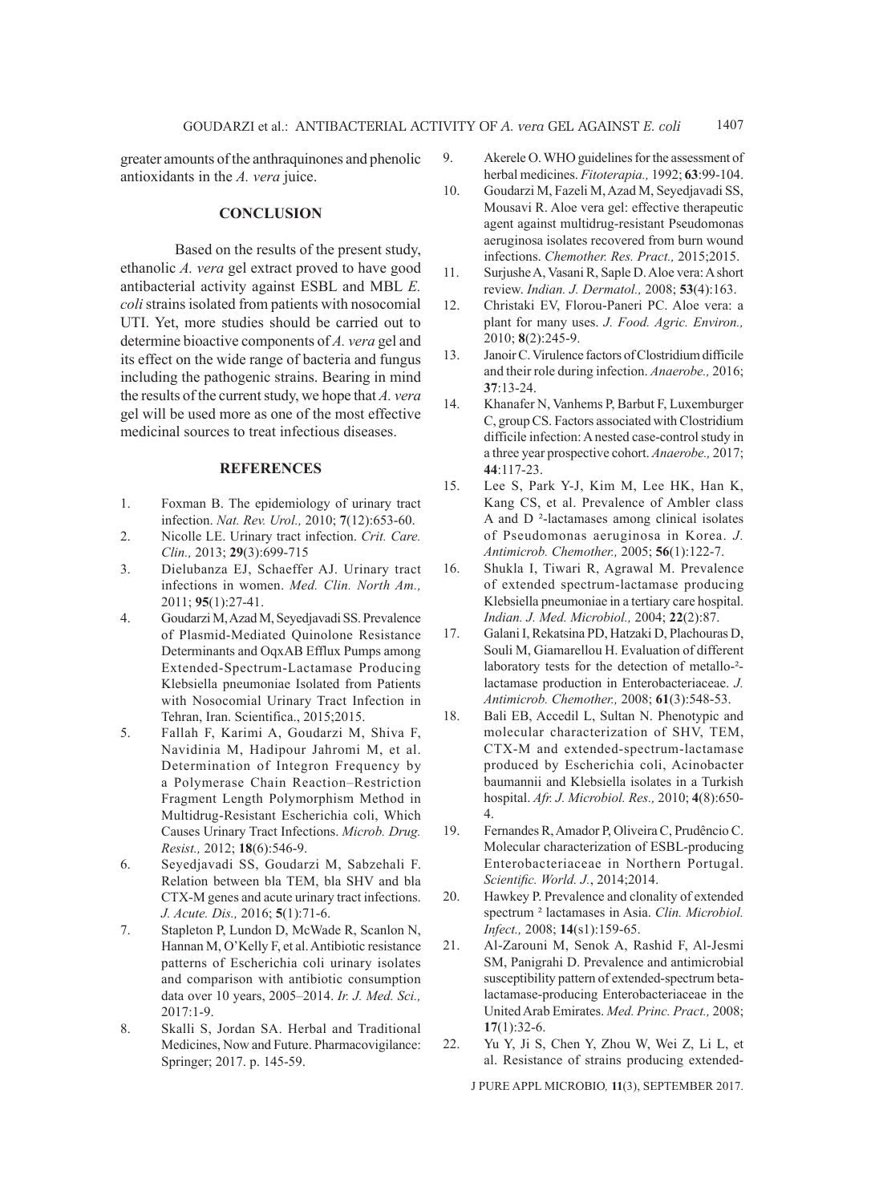greater amounts of the anthraquinones and phenolic antioxidants in the *A. vera* juice.

## CONCLUSION

Based on the results of the present study, ethanolic *A. vera* gel extract proved to have good antibacterial activity against ESBL and MBL *E. coli* strains isolated from patients with nosocomial UTI. Yet, more studies should be carried out to determine bioactive components of *A. vera* gel and its effect on the wide range of bacteria and fungus including the pathogenic strains. Bearing in mind the results of the current study, we hope that *A. vera* gel will be used more as one of the most effective medicinal sources to treat infectious diseases.

## REFERENCES

1. Foxman B. The epidemiology of urinary tract infection. *Nat. Rev. Urol.,* 2010; **7**(12):653-60.
2. Nicolle LE. Urinary tract infection. *Crit. Care. Clin.,* 2013; **29**(3):699-715
3. Dielubanza EJ, Schaeffer AJ. Urinary tract infections in women. *Med. Clin. North Am.,* 2011; **95**(1):27-41.
4. Goudarzi M, Azad M, Seyedjavadi SS. Prevalence of Plasmid-Mediated Quinolone Resistance Determinants and OqxAB Efflux Pumps among Extended-Spectrum-Lactamase Producing Klebsiella pneumoniae Isolated from Patients with Nosocomial Urinary Tract Infection in Tehran, Iran. Scientifica., 2015;2015.
5. Fallah F, Karimi A, Goudarzi M, Shiva F, Navidinia M, Hadipour Jahromi M, et al. Determination of Integron Frequency by a Polymerase Chain Reaction–Restriction Fragment Length Polymorphism Method in Multidrug-Resistant Escherichia coli, Which Causes Urinary Tract Infections. *Microb. Drug. Resist.,* 2012; **18**(6):546-9.
6. Seyedjavadi SS, Goudarzi M, Sabzehali F. Relation between bla TEM, bla SHV and bla CTX-M genes and acute urinary tract infections. *J. Acute. Dis.,* 2016; **5**(1):71-6.
7. Stapleton P, Lundon D, McWade R, Scanlon N, Hannan M, O'Kelly F, et al. Antibiotic resistance patterns of Escherichia coli urinary isolates and comparison with antibiotic consumption data over 10 years, 2005–2014. *Ir. J. Med. Sci.,* 2017:1-9.
8. Skalli S, Jordan SA. Herbal and Traditional Medicines, Now and Future. Pharmacovigilance: Springer; 2017. p. 145-59.
9. Akerele O. WHO guidelines for the assessment of herbal medicines. *Fitoterapia.,* 1992; **63**:99-104.
10. Goudarzi M, Fazeli M, Azad M, Seyedjavadi SS, Mousavi R. Aloe vera gel: effective therapeutic agent against multidrug-resistant Pseudomonas aeruginosa isolates recovered from burn wound infections. *Chemother. Res. Pract.,* 2015;2015.
11. Surjushe A, Vasani R, Saple D. Aloe vera: A short review. *Indian. J. Dermatol.,* 2008; **53**(4):163.
12. Christaki EV, Florou-Paneri PC. Aloe vera: a plant for many uses. *J. Food. Agric. Environ.,* 2010; **8**(2):245-9.
13. Janoir C. Virulence factors of Clostridium difficile and their role during infection. *Anaerobe.,* 2016; **37**:13-24.
14. Khanafer N, Vanhems P, Barbut F, Luxemburger C, group CS. Factors associated with Clostridium difficile infection: A nested case-control study in a three year prospective cohort. *Anaerobe.,* 2017; **44**:117-23.
15. Lee S, Park Y-J, Kim M, Lee HK, Han K, Kang CS, et al. Prevalence of Ambler class A and D ²-lactamases among clinical isolates of Pseudomonas aeruginosa in Korea. *J. Antimicrob. Chemother.,* 2005; **56**(1):122-7.
16. Shukla I, Tiwari R, Agrawal M. Prevalence of extended spectrum-lactamase producing Klebsiella pneumoniae in a tertiary care hospital. *Indian. J. Med. Microbiol.,* 2004; **22**(2):87.
17. Galani I, Rekatsina PD, Hatzaki D, Plachouras D, Souli M, Giamarellou H. Evaluation of different laboratory tests for the detection of metallo-²-lactamase production in Enterobacteriaceae. *J. Antimicrob. Chemother.,* 2008; **61**(3):548-53.
18. Bali EB, Accedil L, Sultan N. Phenotypic and molecular characterization of SHV, TEM, CTX-M and extended-spectrum-lactamase produced by Escherichia coli, Acinobacter baumannii and Klebsiella isolates in a Turkish hospital. *Afr. J. Microbiol. Res.,* 2010; **4**(8):650-4.
19. Fernandes R, Amador P, Oliveira C, Prudêncio C. Molecular characterization of ESBL-producing Enterobacteriaceae in Northern Portugal. *Scientific. World. J.*, 2014;2014.
20. Hawkey P. Prevalence and clonality of extended spectrum ² lactamases in Asia. *Clin. Microbiol. Infect.,* 2008; **14**(s1):159-65.
21. Al-Zarouni M, Senok A, Rashid F, Al-Jesmi SM, Panigrahi D. Prevalence and antimicrobial susceptibility pattern of extended-spectrum beta-lactamase-producing Enterobacteriaceae in the United Arab Emirates. *Med. Princ. Pract.,* 2008; **17**(1):32-6.
22. Yu Y, Ji S, Chen Y, Zhou W, Wei Z, Li L, et al. Resistance of strains producing extended-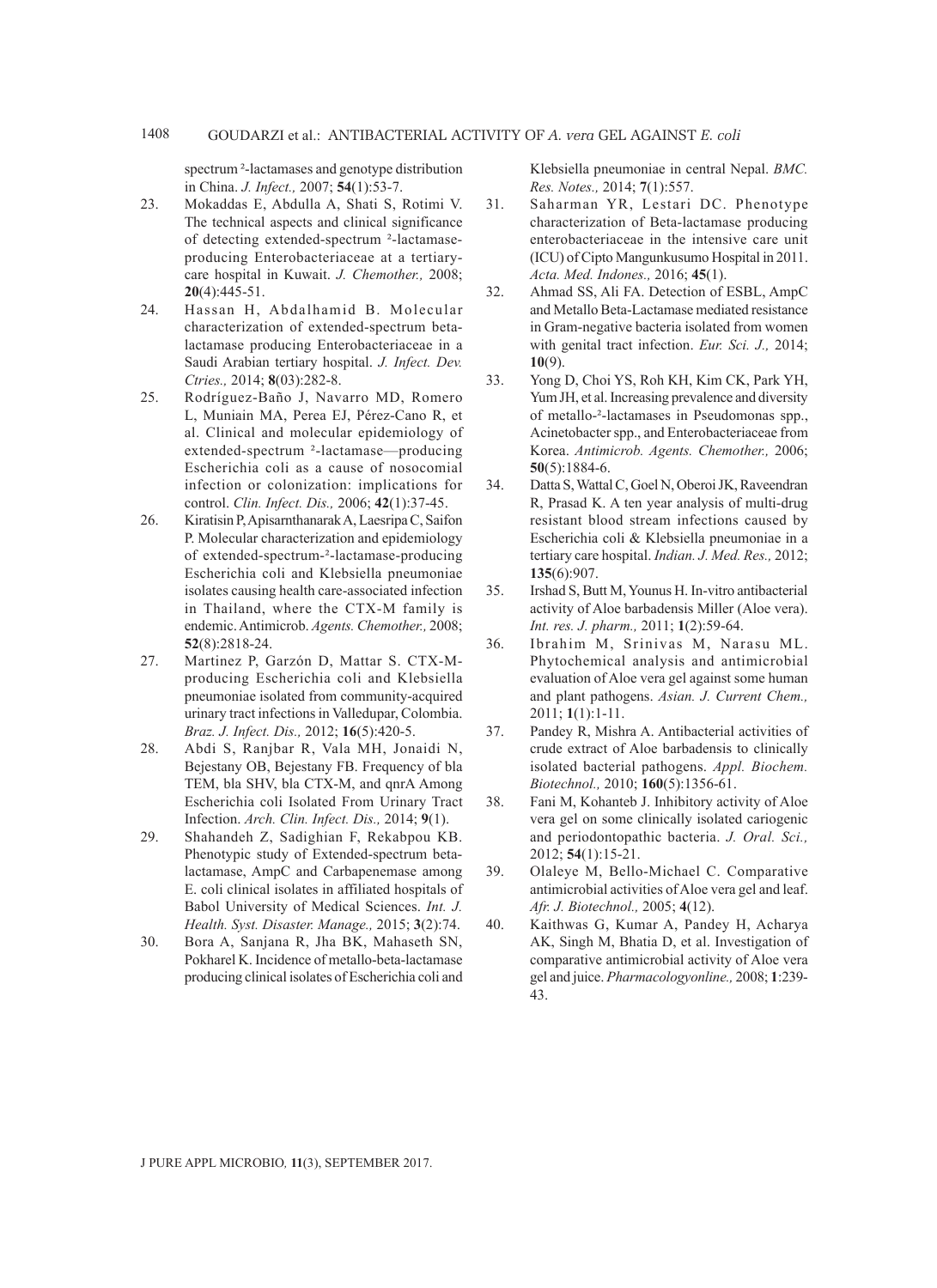spectrum ²-lactamases and genotype distribution in China. *J. Infect.,* 2007; **54**(1):53-7.

23. Mokaddas E, Abdulla A, Shati S, Rotimi V. The technical aspects and clinical significance of detecting extended-spectrum ²-lactamase-producing Enterobacteriaceae at a tertiary-care hospital in Kuwait. *J. Chemother.,* 2008; **20**(4):445-51.
24. Hassan H, Abdalhamid B. Molecular characterization of extended-spectrum beta-lactamase producing Enterobacteriaceae in a Saudi Arabian tertiary hospital. *J. Infect. Dev. Ctries.,* 2014; **8**(03):282-8.
25. Rodríguez-Baño J, Navarro MD, Romero L, Muniain MA, Perea EJ, Pérez-Cano R, et al. Clinical and molecular epidemiology of extended-spectrum ²-lactamase—producing Escherichia coli as a cause of nosocomial infection or colonization: implications for control. *Clin. Infect. Dis.,* 2006; **42**(1):37-45.
26. Kiratisin P, Apisarnthanarak A, Laesripa C, Saifon P. Molecular characterization and epidemiology of extended-spectrum-²-lactamase-producing Escherichia coli and Klebsiella pneumoniae isolates causing health care-associated infection in Thailand, where the CTX-M family is endemic. Antimicrob. *Agents. Chemother.,* 2008; **52**(8):2818-24.
27. Martinez P, Garzón D, Mattar S. CTX-M-producing Escherichia coli and Klebsiella pneumoniae isolated from community-acquired urinary tract infections in Valledupar, Colombia. *Braz. J. Infect. Dis.,* 2012; **16**(5):420-5.
28. Abdi S, Ranjbar R, Vala MH, Jonaidi N, Bejestany OB, Bejestany FB. Frequency of bla TEM, bla SHV, bla CTX-M, and qnrA Among Escherichia coli Isolated From Urinary Tract Infection. *Arch. Clin. Infect. Dis.,* 2014; **9**(1).
29. Shahandeh Z, Sadighian F, Rekabpou KB. Phenotypic study of Extended-spectrum beta-lactamase, AmpC and Carbapenemase among E. coli clinical isolates in affiliated hospitals of Babol University of Medical Sciences. *Int. J. Health. Syst. Disaster. Manage.,* 2015; **3**(2):74.
30. Bora A, Sanjana R, Jha BK, Mahaseth SN, Pokharel K. Incidence of metallo-beta-lactamase producing clinical isolates of Escherichia coli and Klebsiella pneumoniae in central Nepal. *BMC. Res. Notes.,* 2014; **7**(1):557.
31. Saharman YR, Lestari DC. Phenotype characterization of Beta-lactamase producing enterobacteriaceae in the intensive care unit (ICU) of Cipto Mangunkusumo Hospital in 2011. *Acta. Med. Indones.,* 2016; **45**(1).
32. Ahmad SS, Ali FA. Detection of ESBL, AmpC and Metallo Beta-Lactamase mediated resistance in Gram-negative bacteria isolated from women with genital tract infection. *Eur. Sci. J.,* 2014; **10**(9).
33. Yong D, Choi YS, Roh KH, Kim CK, Park YH, Yum JH, et al. Increasing prevalence and diversity of metallo-²-lactamases in Pseudomonas spp., Acinetobacter spp., and Enterobacteriaceae from Korea. *Antimicrob. Agents. Chemother.,* 2006; **50**(5):1884-6.
34. Datta S, Wattal C, Goel N, Oberoi JK, Raveendran R, Prasad K. A ten year analysis of multi-drug resistant blood stream infections caused by Escherichia coli & Klebsiella pneumoniae in a tertiary care hospital. *Indian. J. Med. Res.,* 2012; **135**(6):907.
35. Irshad S, Butt M, Younus H. In-vitro antibacterial activity of Aloe barbadensis Miller (Aloe vera). *Int. res. J. pharm.,* 2011; **1**(2):59-64.
36. Ibrahim M, Srinivas M, Narasu ML. Phytochemical analysis and antimicrobial evaluation of Aloe vera gel against some human and plant pathogens. *Asian. J. Current Chem.,* 2011; **1**(1):1-11.
37. Pandey R, Mishra A. Antibacterial activities of crude extract of Aloe barbadensis to clinically isolated bacterial pathogens. *Appl. Biochem. Biotechnol.,* 2010; **160**(5):1356-61.
38. Fani M, Kohanteb J. Inhibitory activity of Aloe vera gel on some clinically isolated cariogenic and periodontopathic bacteria. *J. Oral. Sci.,* 2012; **54**(1):15-21.
39. Olaleye M, Bello-Michael C. Comparative antimicrobial activities of Aloe vera gel and leaf. *Afr. J. Biotechnol.,* 2005; **4**(12).
40. Kaithwas G, Kumar A, Pandey H, Acharya AK, Singh M, Bhatia D, et al. Investigation of comparative antimicrobial activity of Aloe vera gel and juice. *Pharmacologyonline.,* 2008; **1**:239-43.